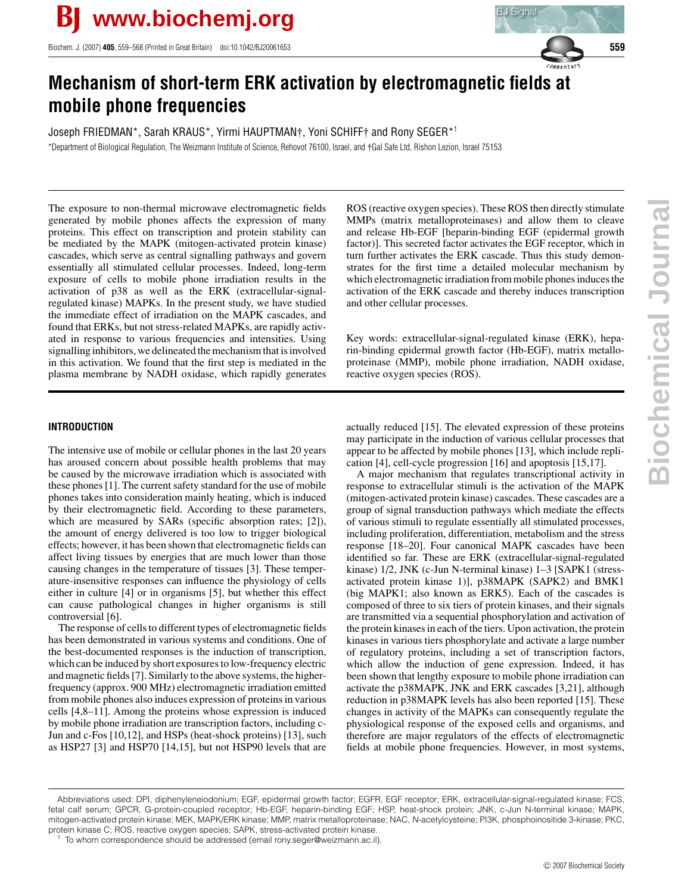# Mechanism of short-term ERK activation by electromagnetic fields at mobile phone frequencies

Joseph FRIEDMAN*, Sarah KRAUS*, Yirmi HAUPTMAN†, Yoni SCHIFF† and Rony SEGER*[1]

*Department of Biological Regulation, The Weizmann Institute of Science, Rehovot 76100, Israel, and †Gal Safe Ltd, Rishon Lezion, Israel 75153

The exposure to non-thermal microwave electromagnetic fields generated by mobile phones affects the expression of many proteins. This effect on transcription and protein stability can be mediated by the MAPK (mitogen-activated protein kinase) cascades, which serve as central signalling pathways and govern essentially all stimulated cellular processes. Indeed, long-term exposure of cells to mobile phone irradiation results in the activation of p38 as well as the ERK (extracellular-signal-regulated kinase) MAPKs. In the present study, we have studied the immediate effect of irradiation on the MAPK cascades, and found that ERKs, but not stress-related MAPKs, are rapidly activated in response to various frequencies and intensities. Using signalling inhibitors, we delineated the mechanism that is involved in this activation. We found that the first step is mediated in the plasma membrane by NADH oxidase, which rapidly generates ROS (reactive oxygen species). These ROS then directly stimulate MMPs (matrix metalloproteinases) and allow them to cleave and release Hb-EGF [heparin-binding EGF (epidermal growth factor)]. This secreted factor activates the EGF receptor, which in turn further activates the ERK cascade. Thus this study demonstrates for the first time a detailed molecular mechanism by which electromagnetic irradiation from mobile phones induces the activation of the ERK cascade and thereby induces transcription and other cellular processes.

Key words: extracellular-signal-regulated kinase (ERK), heparin-binding epidermal growth factor (Hb-EGF), matrix metalloproteinase (MMP), mobile phone irradiation, NADH oxidase, reactive oxygen species (ROS).

## INTRODUCTION

The intensive use of mobile or cellular phones in the last 20 years has aroused concern about possible health problems that may be caused by the microwave irradiation which is associated with these phones [1]. The current safety standard for the use of mobile phones takes into consideration mainly heating, which is induced by their electromagnetic field. According to these parameters, which are measured by SARs (specific absorption rates; [2]), the amount of energy delivered is too low to trigger biological effects; however, it has been shown that electromagnetic fields can affect living tissues by energies that are much lower than those causing changes in the temperature of tissues [3]. These temperature-insensitive responses can influence the physiology of cells either in culture [4] or in organisms [5], but whether this effect can cause pathological changes in higher organisms is still controversial [6].

The response of cells to different types of electromagnetic fields has been demonstrated in various systems and conditions. One of the best-documented responses is the induction of transcription, which can be induced by short exposures to low-frequency electric and magnetic fields [7]. Similarly to the above systems, the higher-frequency (approx. 900 MHz) electromagnetic irradiation emitted from mobile phones also induces expression of proteins in various cells [4,8–11]. Among the proteins whose expression is induced by mobile phone irradiation are transcription factors, including c-Jun and c-Fos [10,12], and HSPs (heat-shock proteins) [13], such as HSP27 [3] and HSP70 [14,15], but not HSP90 levels that are actually reduced [15]. The elevated expression of these proteins may participate in the induction of various cellular processes that appear to be affected by mobile phones [13], which include replication [4], cell-cycle progression [16] and apoptosis [15,17].

A major mechanism that regulates transcriptional activity in response to extracellular stimuli is the activation of the MAPK (mitogen-activated protein kinase) cascades. These cascades are a group of signal transduction pathways which mediate the effects of various stimuli to regulate essentially all stimulated processes, including proliferation, differentiation, metabolism and the stress response [18–20]. Four canonical MAPK cascades have been identified so far. These are ERK (extracellular-signal-regulated kinase) 1/2, JNK (c-Jun N-terminal kinase) 1–3 [SAPK1 (stress-activated protein kinase 1)], p38MAPK (SAPK2) and BMK1 (big MAPK1; also known as ERK5). Each of the cascades is composed of three to six tiers of protein kinases, and their signals are transmitted via a sequential phosphorylation and activation of the protein kinases in each of the tiers. Upon activation, the protein kinases in various tiers phosphorylate and activate a large number of regulatory proteins, including a set of transcription factors, which allow the induction of gene expression. Indeed, it has been shown that lengthy exposure to mobile phone irradiation can activate the p38MAPK, JNK and ERK cascades [3,21], although reduction in p38MAPK levels has also been reported [15]. These changes in activity of the MAPKs can consequently regulate the physiological response of the exposed cells and organisms, and therefore are major regulators of the effects of electromagnetic fields at mobile phone frequencies. However, in most systems,

Abbreviations used: DPI, diphenyleneiodonium; EGF, epidermal growth factor; EGFR, EGF receptor; ERK, extracellular-signal-regulated kinase; FCS, fetal calf serum; GPCR, G-protein-coupled receptor; Hb-EGF, heparin-binding EGF; HSP, heat-shock protein; JNK, c-Jun N-terminal kinase; MAPK, mitogen-activated protein kinase; MEK, MAPK/ERK kinase; MMP, matrix metalloproteinase; NAC, N-acetylcysteine; PI3K, phosphoinositide 3-kinase; PKC, protein kinase C; ROS, reactive oxygen species; SAPK, stress-activated protein kinase.

[1] To whom correspondence should be addressed (email rony.seger@weizmann.ac.il).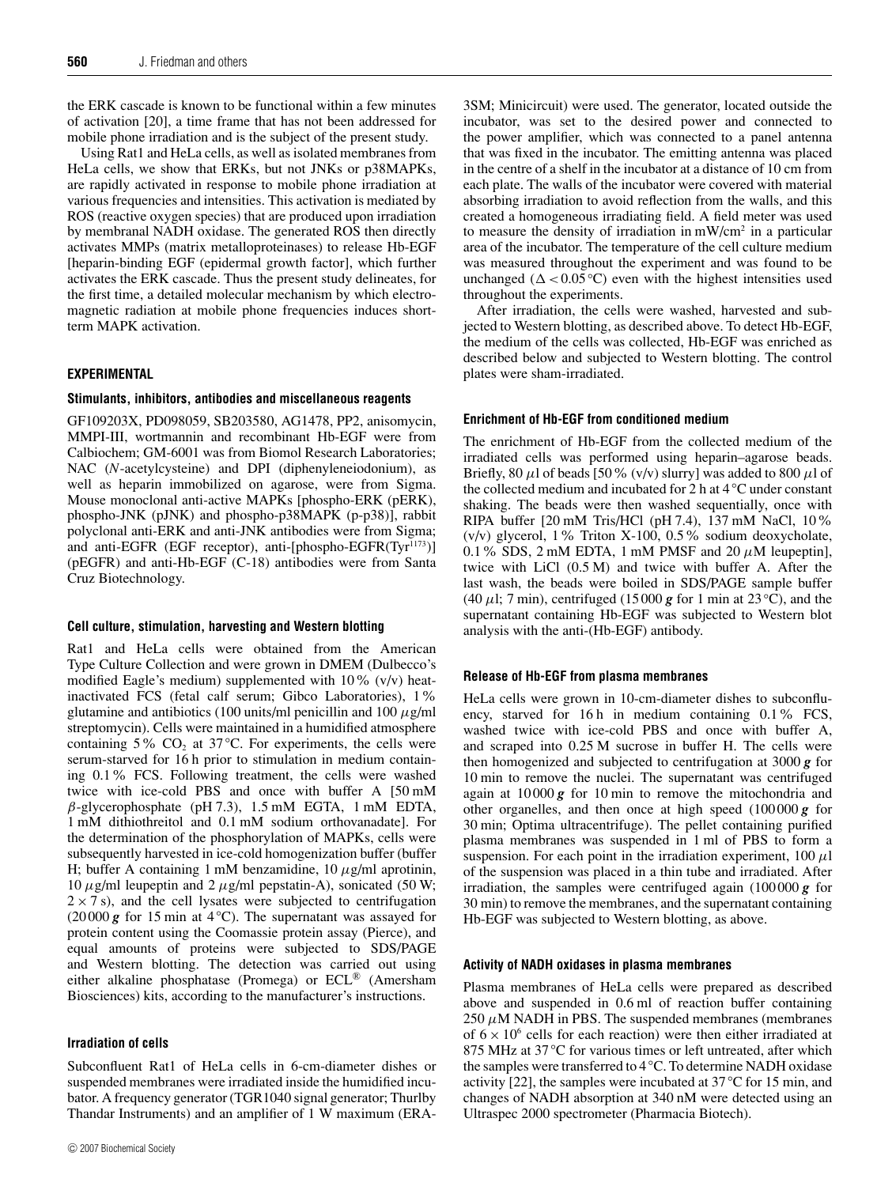the ERK cascade is known to be functional within a few minutes of activation [20], a time frame that has not been addressed for mobile phone irradiation and is the subject of the present study.

Using Rat1 and HeLa cells, as well as isolated membranes from HeLa cells, we show that ERKs, but not JNKs or p38MAPKs, are rapidly activated in response to mobile phone irradiation at various frequencies and intensities. This activation is mediated by ROS (reactive oxygen species) that are produced upon irradiation by membranal NADH oxidase. The generated ROS then directly activates MMPs (matrix metalloproteinases) to release Hb-EGF [heparin-binding EGF (epidermal growth factor)], which further activates the ERK cascade. Thus the present study delineates, for the first time, a detailed molecular mechanism by which electromagnetic radiation at mobile phone frequencies induces short-term MAPK activation.

## EXPERIMENTAL

### Stimulants, inhibitors, antibodies and miscellaneous reagents

GF109203X, PD098059, SB203580, AG1478, PP2, anisomycin, MMPI-III, wortmannin and recombinant Hb-EGF were from Calbiochem; GM-6001 was from Biomol Research Laboratories; NAC (*N*-acetylcysteine) and DPI (diphenyleneiodonium), as well as heparin immobilized on agarose, were from Sigma. Mouse monoclonal anti-active MAPKs [phospho-ERK (pERK), phospho-JNK (pJNK) and phospho-p38MAPK (p-p38)], rabbit polyclonal anti-ERK and anti-JNK antibodies were from Sigma; and anti-EGFR (EGF receptor), anti-[phospho-EGFR(Tyr[1173])] (pEGFR) and anti-Hb-EGF (C-18) antibodies were from Santa Cruz Biotechnology.

### Cell culture, stimulation, harvesting and Western blotting

Rat1 and HeLa cells were obtained from the American Type Culture Collection and were grown in DMEM (Dulbecco's modified Eagle's medium) supplemented with 10 % (v/v) heat-inactivated FCS (fetal calf serum; Gibco Laboratories), 1 % glutamine and antibiotics (100 units/ml penicillin and 100 $\mu$g/ml streptomycin). Cells were maintained in a humidified atmosphere containing 5 % $CO_2$ at 37 °C. For experiments, the cells were serum-starved for 16 h prior to stimulation in medium containing 0.1 % FCS. Following treatment, the cells were washed twice with ice-cold PBS and once with buffer A [50 mM $\beta$-glycerophosphate (pH 7.3), 1.5 mM EGTA, 1 mM EDTA, 1 mM dithiothreitol and 0.1 mM sodium orthovanadate]. For the determination of the phosphorylation of MAPKs, cells were subsequently harvested in ice-cold homogenization buffer (buffer H; buffer A containing 1 mM benzamidine, 10 $\mu$g/ml aprotinin, 10 $\mu$g/ml leupeptin and 2 $\mu$g/ml pepstatin-A), sonicated (50 W; $2 \times 7$ s), and the cell lysates were subjected to centrifugation (20 000 ***g*** for 15 min at 4 °C). The supernatant was assayed for protein content using the Coomassie protein assay (Pierce), and equal amounts of proteins were subjected to SDS/PAGE and Western blotting. The detection was carried out using either alkaline phosphatase (Promega) or ECL® (Amersham Biosciences) kits, according to the manufacturer's instructions.

### Irradiation of cells

Subconfluent Rat1 of HeLa cells in 6-cm-diameter dishes or suspended membranes were irradiated inside the humidified incubator. A frequency generator (TGR1040 signal generator; Thurlby Thandar Instruments) and an amplifier of 1 W maximum (ERA-3SM; Minicircuit) were used. The generator, located outside the incubator, was set to the desired power and connected to the power amplifier, which was connected to a panel antenna that was fixed in the incubator. The emitting antenna was placed in the centre of a shelf in the incubator at a distance of 10 cm from each plate. The walls of the incubator were covered with material absorbing irradiation to avoid reflection from the walls, and this created a homogeneous irradiating field. A field meter was used to measure the density of irradiation in mW/cm$^2$ in a particular area of the incubator. The temperature of the cell culture medium was measured throughout the experiment and was found to be unchanged ($\Delta < 0.05$ °C) even with the highest intensities used throughout the experiments.

After irradiation, the cells were washed, harvested and subjected to Western blotting, as described above. To detect Hb-EGF, the medium of the cells was collected, Hb-EGF was enriched as described below and subjected to Western blotting. The control plates were sham-irradiated.

### Enrichment of Hb-EGF from conditioned medium

The enrichment of Hb-EGF from the collected medium of the irradiated cells was performed using heparin–agarose beads. Briefly, 80 $\mu$l of beads [50 % (v/v) slurry] was added to 800 $\mu$l of the collected medium and incubated for 2 h at 4 °C under constant shaking. The beads were then washed sequentially, once with RIPA buffer [20 mM Tris/HCl (pH 7.4), 137 mM NaCl, 10 % (v/v) glycerol, 1 % Triton X-100, 0.5 % sodium deoxycholate, 0.1 % SDS, 2 mM EDTA, 1 mM PMSF and 20 $\mu$M leupeptin], twice with LiCl (0.5 M) and twice with buffer A. After the last wash, the beads were boiled in SDS/PAGE sample buffer (40 $\mu$l; 7 min), centrifuged (15 000 ***g*** for 1 min at 23 °C), and the supernatant containing Hb-EGF was subjected to Western blot analysis with the anti-(Hb-EGF) antibody.

### Release of Hb-EGF from plasma membranes

HeLa cells were grown in 10-cm-diameter dishes to subconfluency, starved for 16 h in medium containing 0.1 % FCS, washed twice with ice-cold PBS and once with buffer A, and scraped into 0.25 M sucrose in buffer H. The cells were then homogenized and subjected to centrifugation at 3000 ***g*** for 10 min to remove the nuclei. The supernatant was centrifuged again at 10 000 ***g*** for 10 min to remove the mitochondria and other organelles, and then once at high speed (100 000 ***g*** for 30 min; Optima ultracentrifuge). The pellet containing purified plasma membranes was suspended in 1 ml of PBS to form a suspension. For each point in the irradiation experiment, 100 $\mu$l of the suspension was placed in a thin tube and irradiated. After irradiation, the samples were centrifuged again (100 000 ***g*** for 30 min) to remove the membranes, and the supernatant containing Hb-EGF was subjected to Western blotting, as above.

### Activity of NADH oxidases in plasma membranes

Plasma membranes of HeLa cells were prepared as described above and suspended in 0.6 ml of reaction buffer containing 250 $\mu$M NADH in PBS. The suspended membranes (membranes of $6 \times 10^6$ cells for each reaction) were then either irradiated at 875 MHz at 37 °C for various times or left untreated, after which the samples were transferred to 4 °C. To determine NADH oxidase activity [22], the samples were incubated at 37 °C for 15 min, and changes of NADH absorption at 340 nM were detected using an Ultraspec 2000 spectrometer (Pharmacia Biotech).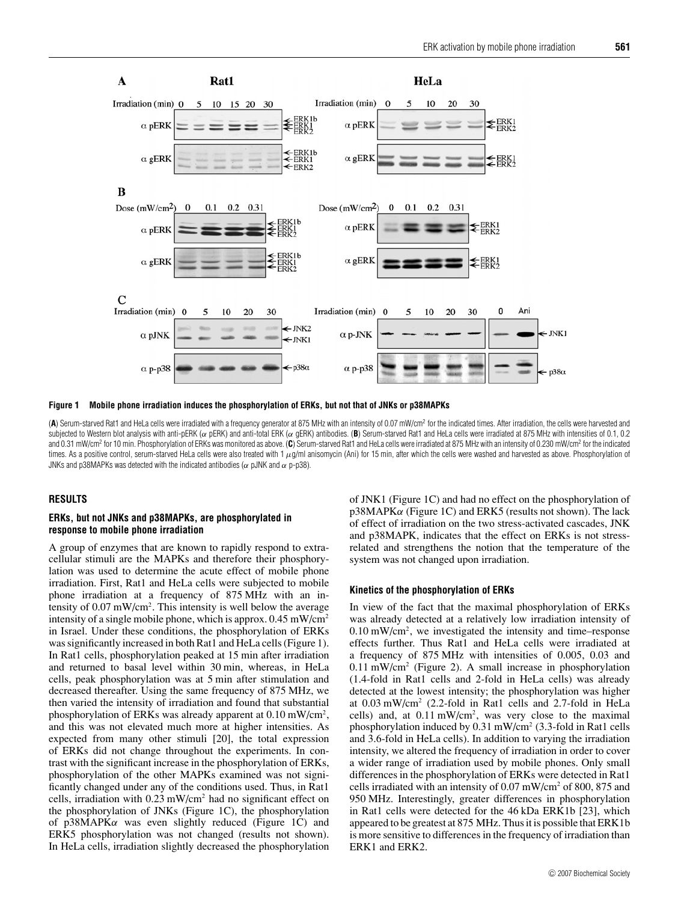**Figure 1 Mobile phone irradiation induces the phosphorylation of ERKs, but not that of JNKs or p38MAPKs**

(**A**) Serum-starved Rat1 and HeLa cells were irradiated with a frequency generator at 875 MHz with an intensity of 0.07 mW/cm$^2$ for the indicated times. After irradiation, the cells were harvested and subjected to Western blot analysis with anti-pERK (α pERK) and anti-total ERK (α gERK) antibodies. (**B**) Serum-starved Rat1 and HeLa cells were irradiated at 875 MHz with intensities of 0.1, 0.2 and 0.31 mW/cm$^2$ for 10 min. Phosphorylation of ERKs was monitored as above. (**C**) Serum-starved Rat1 and HeLa cells were irradiated at 875 MHz with an intensity of 0.230 mW/cm$^2$ for the indicated times. As a positive control, serum-starved HeLa cells were also treated with 1 μg/ml anisomycin (Ani) for 15 min, after which the cells were washed and harvested as above. Phosphorylation of JNKs and p38MAPKs was detected with the indicated antibodies (α pJNK and α p-p38).

## RESULTS

### ERKs, but not JNKs and p38MAPKs, are phosphorylated in response to mobile phone irradiation

A group of enzymes that are known to rapidly respond to extracellular stimuli are the MAPKs and therefore their phosphorylation was used to determine the acute effect of mobile phone irradiation. First, Rat1 and HeLa cells were subjected to mobile phone irradiation at a frequency of 875 MHz with an intensity of 0.07 mW/cm$^2$. This intensity is well below the average intensity of a single mobile phone, which is approx. 0.45 mW/cm$^2$ in Israel. Under these conditions, the phosphorylation of ERKs was significantly increased in both Rat1 and HeLa cells (Figure 1). In Rat1 cells, phosphorylation peaked at 15 min after irradiation and returned to basal level within 30 min, whereas, in HeLa cells, peak phosphorylation was at 5 min after stimulation and decreased thereafter. Using the same frequency of 875 MHz, we then varied the intensity of irradiation and found that substantial phosphorylation of ERKs was already apparent at 0.10 mW/cm$^2$, and this was not elevated much more at higher intensities. As expected from many other stimuli [20], the total expression of ERKs did not change throughout the experiments. In contrast with the significant increase in the phosphorylation of ERKs, phosphorylation of the other MAPKs examined was not significantly changed under any of the conditions used. Thus, in Rat1 cells, irradiation with 0.23 mW/cm$^2$ had no significant effect on the phosphorylation of JNKs (Figure 1C), the phosphorylation of p38MAPKα was even slightly reduced (Figure 1C) and ERK5 phosphorylation was not changed (results not shown). In HeLa cells, irradiation slightly decreased the phosphorylation of JNK1 (Figure 1C) and had no effect on the phosphorylation of p38MAPKα (Figure 1C) and ERK5 (results not shown). The lack of effect of irradiation on the two stress-activated cascades, JNK and p38MAPK, indicates that the effect on ERKs is not stress-related and strengthens the notion that the temperature of the system was not changed upon irradiation.

### Kinetics of the phosphorylation of ERKs

In view of the fact that the maximal phosphorylation of ERKs was already detected at a relatively low irradiation intensity of 0.10 mW/cm$^2$, we investigated the intensity and time–response effects further. Thus Rat1 and HeLa cells were irradiated at a frequency of 875 MHz with intensities of 0.005, 0.03 and 0.11 mW/cm$^2$ (Figure 2). A small increase in phosphorylation (1.4-fold in Rat1 cells and 2-fold in HeLa cells) was already detected at the lowest intensity; the phosphorylation was higher at 0.03 mW/cm$^2$ (2.2-fold in Rat1 cells and 2.7-fold in HeLa cells) and, at 0.11 mW/cm$^2$, was very close to the maximal phosphorylation induced by 0.31 mW/cm$^2$ (3.3-fold in Rat1 cells and 3.6-fold in HeLa cells). In addition to varying the irradiation intensity, we altered the frequency of irradiation in order to cover a wider range of irradiation used by mobile phones. Only small differences in the phosphorylation of ERKs were detected in Rat1 cells irradiated with an intensity of 0.07 mW/cm$^2$ of 800, 875 and 950 MHz. Interestingly, greater differences in phosphorylation in Rat1 cells were detected for the 46 kDa ERK1b [23], which appeared to be greatest at 875 MHz. Thus it is possible that ERK1b is more sensitive to differences in the frequency of irradiation than ERK1 and ERK2.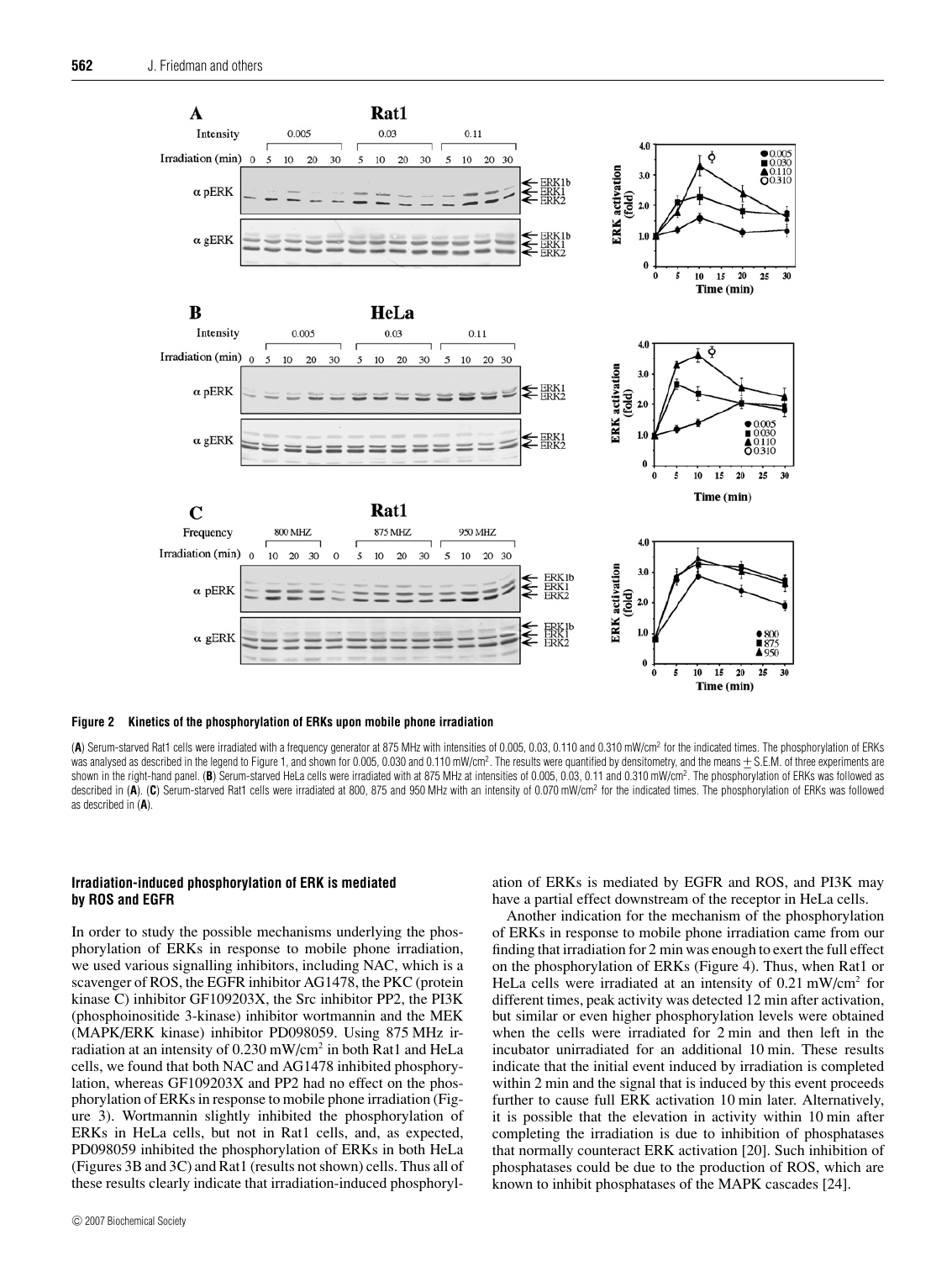**Figure 2 Kinetics of the phosphorylation of ERKs upon mobile phone irradiation**

(**A**) Serum-starved Rat1 cells were irradiated with a frequency generator at 875 MHz with intensities of 0.005, 0.03, 0.110 and 0.310 mW/cm$^2$ for the indicated times. The phosphorylation of ERKs was analysed as described in the legend to Figure 1, and shown for 0.005, 0.030 and 0.110 mW/cm$^2$. The results were quantified by densitometry, and the means $\pm$ S.E.M. of three experiments are shown in the right-hand panel. (**B**) Serum-starved HeLa cells were irradiated with at 875 MHz at intensities of 0.005, 0.03, 0.11 and 0.310 mW/cm$^2$. The phosphorylation of ERKs was followed as described in (**A**). (**C**) Serum-starved Rat1 cells were irradiated at 800, 875 and 950 MHz with an intensity of 0.070 mW/cm$^2$ for the indicated times. The phosphorylation of ERKs was followed as described in (**A**).

### Irradiation-induced phosphorylation of ERK is mediated by ROS and EGFR

In order to study the possible mechanisms underlying the phosphorylation of ERKs in response to mobile phone irradiation, we used various signalling inhibitors, including NAC, which is a scavenger of ROS, the EGFR inhibitor AG1478, the PKC (protein kinase C) inhibitor GF109203X, the Src inhibitor PP2, the PI3K (phosphoinositide 3-kinase) inhibitor wortmannin and the MEK (MAPK/ERK kinase) inhibitor PD098059. Using 875 MHz irradiation at an intensity of 0.230 mW/cm$^2$ in both Rat1 and HeLa cells, we found that both NAC and AG1478 inhibited phosphorylation, whereas GF109203X and PP2 had no effect on the phosphorylation of ERKs in response to mobile phone irradiation (Figure 3). Wortmannin slightly inhibited the phosphorylation of ERKs in HeLa cells, but not in Rat1 cells, and, as expected, PD098059 inhibited the phosphorylation of ERKs in both HeLa (Figures 3B and 3C) and Rat1 (results not shown) cells. Thus all of these results clearly indicate that irradiation-induced phosphorylation of ERKs is mediated by EGFR and ROS, and PI3K may have a partial effect downstream of the receptor in HeLa cells.

Another indication for the mechanism of the phosphorylation of ERKs in response to mobile phone irradiation came from our finding that irradiation for 2 min was enough to exert the full effect on the phosphorylation of ERKs (Figure 4). Thus, when Rat1 or HeLa cells were irradiated at an intensity of 0.21 mW/cm$^2$ for different times, peak activity was detected 12 min after activation, but similar or even higher phosphorylation levels were obtained when the cells were irradiated for 2 min and then left in the incubator unirradiated for an additional 10 min. These results indicate that the initial event induced by irradiation is completed within 2 min and the signal that is induced by this event proceeds further to cause full ERK activation 10 min later. Alternatively, it is possible that the elevation in activity within 10 min after completing the irradiation is due to inhibition of phosphatases that normally counteract ERK activation [20]. Such inhibition of phosphatases could be due to the production of ROS, which are known to inhibit phosphatases of the MAPK cascades [24].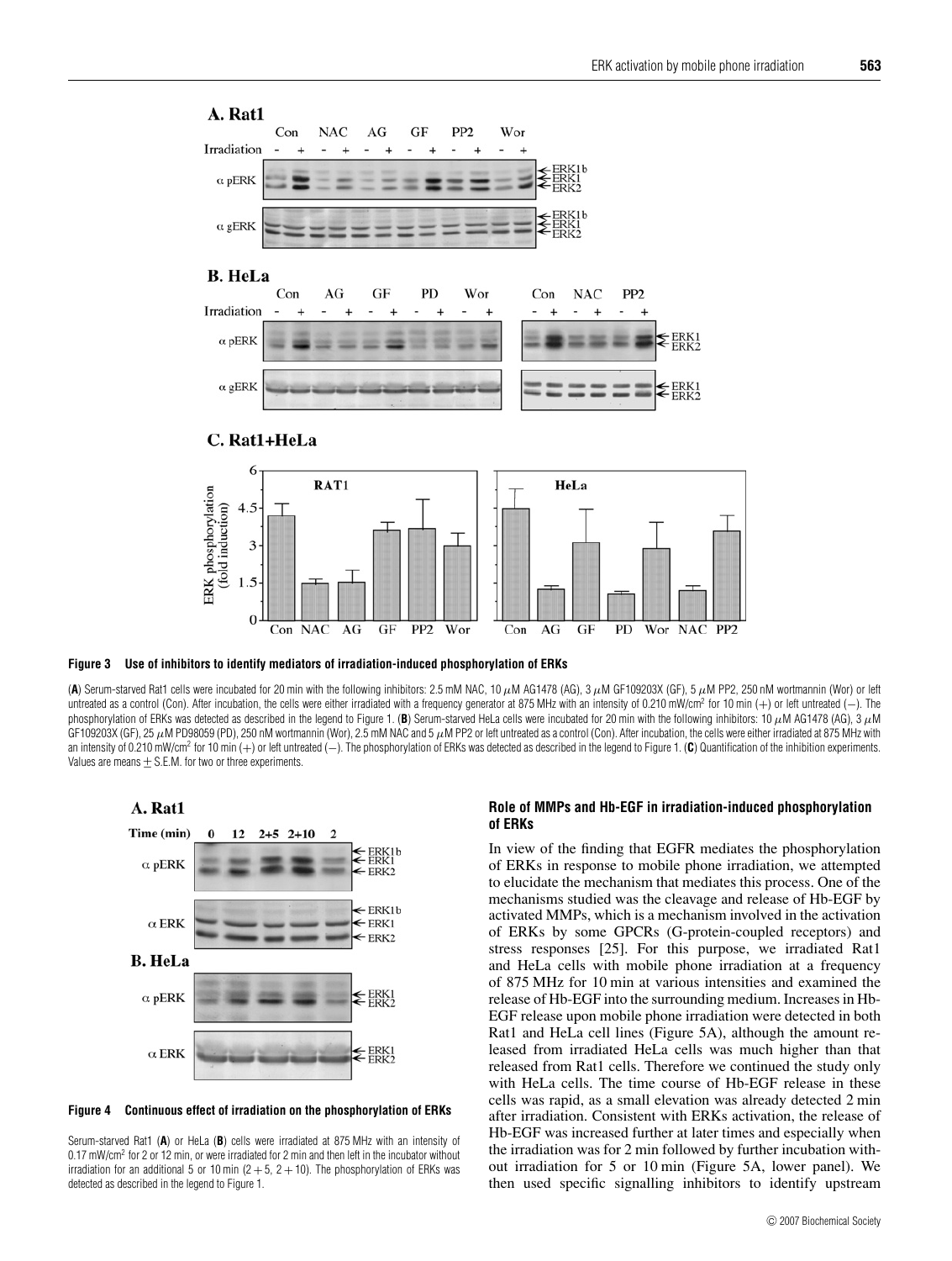**Figure 3 Use of inhibitors to identify mediators of irradiation-induced phosphorylation of ERKs**

(**A**) Serum-starved Rat1 cells were incubated for 20 min with the following inhibitors: 2.5 mM NAC, 10 $\mu$M AG1478 (AG), 3 $\mu$M GF109203X (GF), 5 $\mu$M PP2, 250 nM wortmannin (Wor) or left untreated as a control (Con). After incubation, the cells were either irradiated with a frequency generator at 875 MHz with an intensity of 0.210 mW/cm$^2$ for 10 min (+) or left untreated (−). The phosphorylation of ERKs was detected as described in the legend to Figure 1. (**B**) Serum-starved HeLa cells were incubated for 20 min with the following inhibitors: 10 $\mu$M AG1478 (AG), 3 $\mu$M GF109203X (GF), 25 $\mu$M PD98059 (PD), 250 nM wortmannin (Wor), 2.5 mM NAC and 5 $\mu$M PP2 or left untreated as a control (Con). After incubation, the cells were either irradiated at 875 MHz with an intensity of 0.210 mW/cm$^2$ for 10 min (+) or left untreated (−). The phosphorylation of ERKs was detected as described in the legend to Figure 1. (**C**) Quantification of the inhibition experiments. Values are means ± S.E.M. for two or three experiments.

**Figure 4 Continuous effect of irradiation on the phosphorylation of ERKs**

Serum-starved Rat1 (**A**) or HeLa (**B**) cells were irradiated at 875 MHz with an intensity of 0.17 mW/cm$^2$ for 2 or 12 min, or were irradiated for 2 min and then left in the incubator without irradiation for an additional 5 or 10 min (2 + 5, 2 + 10). The phosphorylation of ERKs was detected as described in the legend to Figure 1.

### Role of MMPs and Hb-EGF in irradiation-induced phosphorylation of ERKs

In view of the finding that EGFR mediates the phosphorylation of ERKs in response to mobile phone irradiation, we attempted to elucidate the mechanism that mediates this process. One of the mechanisms studied was the cleavage and release of Hb-EGF by activated MMPs, which is a mechanism involved in the activation of ERKs by some GPCRs (G-protein-coupled receptors) and stress responses [25]. For this purpose, we irradiated Rat1 and HeLa cells with mobile phone irradiation at a frequency of 875 MHz for 10 min at various intensities and examined the release of Hb-EGF into the surrounding medium. Increases in Hb-EGF release upon mobile phone irradiation were detected in both Rat1 and HeLa cell lines (Figure 5A), although the amount released from irradiated HeLa cells was much higher than that released from Rat1 cells. Therefore we continued the study only with HeLa cells. The time course of Hb-EGF release in these cells was rapid, as a small elevation was already detected 2 min after irradiation. Consistent with ERKs activation, the release of Hb-EGF was increased further at later times and especially when the irradiation was for 2 min followed by further incubation without irradiation for 5 or 10 min (Figure 5A, lower panel). We then used specific signalling inhibitors to identify upstream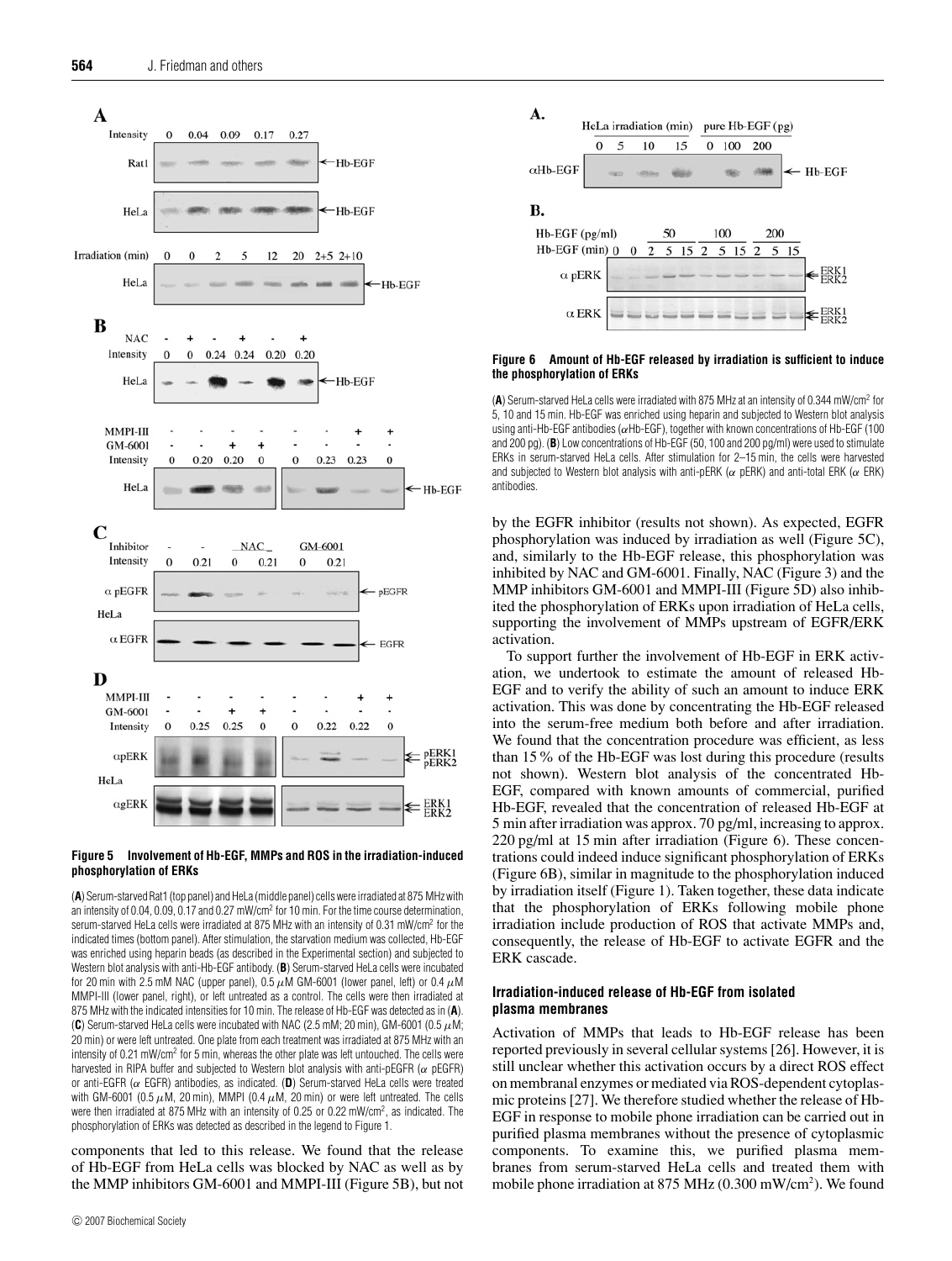**Figure 5 Involvement of Hb-EGF, MMPs and ROS in the irradiation-induced phosphorylation of ERKs**

(**A**) Serum-starved Rat1 (top panel) and HeLa (middle panel) cells were irradiated at 875 MHz with an intensity of 0.04, 0.09, 0.17 and 0.27 mW/cm$^2$ for 10 min. For the time course determination, serum-starved HeLa cells were irradiated at 875 MHz with an intensity of 0.31 mW/cm$^2$ for the indicated times (bottom panel). After stimulation, the starvation medium was collected, Hb-EGF was enriched using heparin beads (as described in the Experimental section) and subjected to Western blot analysis with anti-Hb-EGF antibody. (**B**) Serum-starved HeLa cells were incubated for 20 min with 2.5 mM NAC (upper panel), 0.5 $\mu$M GM-6001 (lower panel, left) or 0.4 $\mu$M MMPI-III (lower panel, right), or left untreated as a control. The cells were then irradiated at 875 MHz with the indicated intensities for 10 min. The release of Hb-EGF was detected as in (**A**). (**C**) Serum-starved HeLa cells were incubated with NAC (2.5 mM; 20 min), GM-6001 (0.5 $\mu$M; 20 min) or were left untreated. One plate from each treatment was irradiated at 875 MHz with an intensity of 0.21 mW/cm$^2$ for 5 min, whereas the other plate was left untouched. The cells were harvested in RIPA buffer and subjected to Western blot analysis with anti-pEGFR ($\alpha$ pEGFR) or anti-EGFR ($\alpha$ EGFR) antibodies, as indicated. (**D**) Serum-starved HeLa cells were treated with GM-6001 (0.5 $\mu$M, 20 min), MMPI (0.4 $\mu$M, 20 min) or were left untreated. The cells were then irradiated at 875 MHz with an intensity of 0.25 or 0.22 mW/cm$^2$, as indicated. The phosphorylation of ERKs was detected as described in the legend to Figure 1.

components that led to this release. We found that the release of Hb-EGF from HeLa cells was blocked by NAC as well as by the MMP inhibitors GM-6001 and MMPI-III (Figure 5B), but not by the EGFR inhibitor (results not shown). As expected, EGFR phosphorylation was induced by irradiation as well (Figure 5C), and, similarly to the Hb-EGF release, this phosphorylation was inhibited by NAC and GM-6001. Finally, NAC (Figure 3) and the MMP inhibitors GM-6001 and MMPI-III (Figure 5D) also inhibited the phosphorylation of ERKs upon irradiation of HeLa cells, supporting the involvement of MMPs upstream of EGFR/ERK activation.

To support further the involvement of Hb-EGF in ERK activation, we undertook to estimate the amount of released Hb-EGF and to verify the ability of such an amount to induce ERK activation. This was done by concentrating the Hb-EGF released into the serum-free medium both before and after irradiation. We found that the concentration procedure was efficient, as less than 15 % of the Hb-EGF was lost during this procedure (results not shown). Western blot analysis of the concentrated Hb-EGF, compared with known amounts of commercial, purified Hb-EGF, revealed that the concentration of released Hb-EGF at 5 min after irradiation was approx. 70 pg/ml, increasing to approx. 220 pg/ml at 15 min after irradiation (Figure 6). These concentrations could indeed induce significant phosphorylation of ERKs (Figure 6B), similar in magnitude to the phosphorylation induced by irradiation itself (Figure 1). Taken together, these data indicate that the phosphorylation of ERKs following mobile phone irradiation include production of ROS that activate MMPs and, consequently, the release of Hb-EGF to activate EGFR and the ERK cascade.

**Figure 6 Amount of Hb-EGF released by irradiation is sufficient to induce the phosphorylation of ERKs**

(**A**) Serum-starved HeLa cells were irradiated with 875 MHz at an intensity of 0.344 mW/cm$^2$ for 5, 10 and 15 min. Hb-EGF was enriched using heparin and subjected to Western blot analysis using anti-Hb-EGF antibodies ($\alpha$Hb-EGF), together with known concentrations of Hb-EGF (100 and 200 pg). (**B**) Low concentrations of Hb-EGF (50, 100 and 200 pg/ml) were used to stimulate ERKs in serum-starved HeLa cells. After stimulation for 2–15 min, the cells were harvested and subjected to Western blot analysis with anti-pERK ($\alpha$ pERK) and anti-total ERK ($\alpha$ ERK) antibodies.

### Irradiation-induced release of Hb-EGF from isolated plasma membranes

Activation of MMPs that leads to Hb-EGF release has been reported previously in several cellular systems [26]. However, it is still unclear whether this activation occurs by a direct ROS effect on membranal enzymes or mediated via ROS-dependent cytoplasmic proteins [27]. We therefore studied whether the release of Hb-EGF in response to mobile phone irradiation can be carried out in purified plasma membranes without the presence of cytoplasmic components. To examine this, we purified plasma membranes from serum-starved HeLa cells and treated them with mobile phone irradiation at 875 MHz (0.300 mW/cm$^2$). We found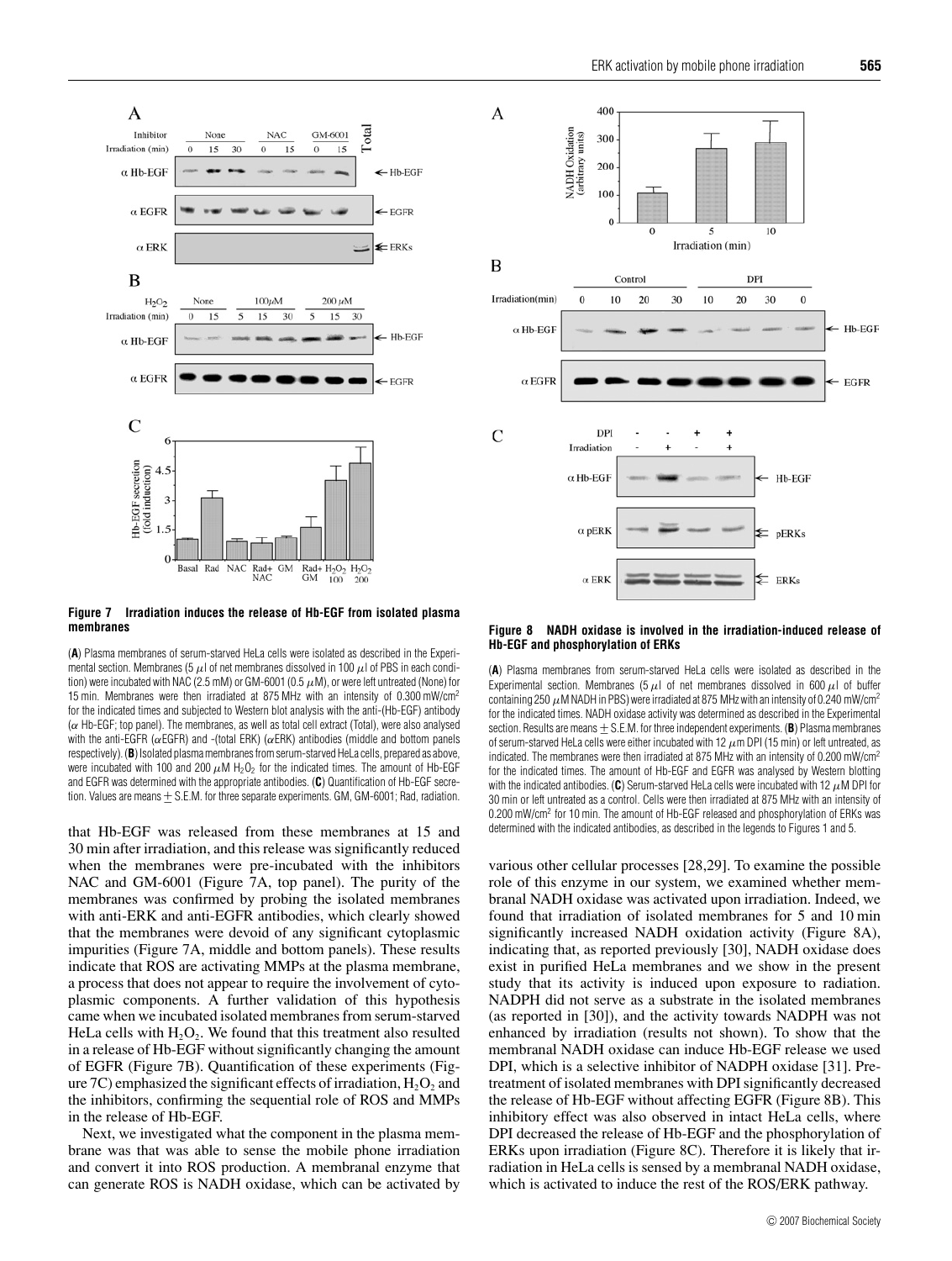**Figure 7 Irradiation induces the release of Hb-EGF from isolated plasma membranes**

(**A**) Plasma membranes of serum-starved HeLa cells were isolated as described in the Experimental section. Membranes (5 $\mu$l of net membranes dissolved in 100 $\mu$l of PBS in each condition) were incubated with NAC (2.5 mM) or GM-6001 (0.5 $\mu$M), or were left untreated (None) for 15 min. Membranes were then irradiated at 875 MHz with an intensity of 0.300 mW/cm$^2$ for the indicated times and subjected to Western blot analysis with the anti-(Hb-EGF) antibody ($\alpha$ Hb-EGF; top panel). The membranes, as well as total cell extract (Total), were also analysed with the anti-EGFR ($\alpha$EGFR) and -(total ERK) ($\alpha$ERK) antibodies (middle and bottom panels respectively). (**B**) Isolated plasma membranes from serum-starved HeLa cells, prepared as above, were incubated with 100 and 200 $\mu$M $H_2O_2$ for the indicated times. The amount of Hb-EGF and EGFR was determined with the appropriate antibodies. (**C**) Quantification of Hb-EGF secretion. Values are means $\pm$ S.E.M. for three separate experiments. GM, GM-6001; Rad, radiation.

that Hb-EGF was released from these membranes at 15 and 30 min after irradiation, and this release was significantly reduced when the membranes were pre-incubated with the inhibitors NAC and GM-6001 (Figure 7A, top panel). The purity of the membranes was confirmed by probing the isolated membranes with anti-ERK and anti-EGFR antibodies, which clearly showed that the membranes were devoid of any significant cytoplasmic impurities (Figure 7A, middle and bottom panels). These results indicate that ROS are activating MMPs at the plasma membrane, a process that does not appear to require the involvement of cytoplasmic components. A further validation of this hypothesis came when we incubated isolated membranes from serum-starved HeLa cells with $H_2O_2$. We found that this treatment also resulted in a release of Hb-EGF without significantly changing the amount of EGFR (Figure 7B). Quantification of these experiments (Figure 7C) emphasized the significant effects of irradiation, $H_2O_2$ and the inhibitors, confirming the sequential role of ROS and MMPs in the release of Hb-EGF.

Next, we investigated what the component in the plasma membrane was that was able to sense the mobile phone irradiation and convert it into ROS production. A membranal enzyme that can generate ROS is NADH oxidase, which can be activated by various other cellular processes [28,29]. To examine the possible role of this enzyme in our system, we examined whether membranal NADH oxidase was activated upon irradiation. Indeed, we found that irradiation of isolated membranes for 5 and 10 min significantly increased NADH oxidation activity (Figure 8A), indicating that, as reported previously [30], NADH oxidase does exist in purified HeLa membranes and we show in the present study that its activity is induced upon exposure to radiation. NADPH did not serve as a substrate in the isolated membranes (as reported in [30]), and the activity towards NADPH was not enhanced by irradiation (results not shown). To show that the membranal NADH oxidase can induce Hb-EGF release we used DPI, which is a selective inhibitor of NADPH oxidase [31]. Pretreatment of isolated membranes with DPI significantly decreased the release of Hb-EGF without affecting EGFR (Figure 8B). This inhibitory effect was also observed in intact HeLa cells, where DPI decreased the release of Hb-EGF and the phosphorylation of ERKs upon irradiation (Figure 8C). Therefore it is likely that irradiation in HeLa cells is sensed by a membranal NADH oxidase, which is activated to induce the rest of the ROS/ERK pathway.

**Figure 8 NADH oxidase is involved in the irradiation-induced release of Hb-EGF and phosphorylation of ERKs**

(**A**) Plasma membranes from serum-starved HeLa cells were isolated as described in the Experimental section. Membranes (5 $\mu$l of net membranes dissolved in 600 $\mu$l of buffer containing 250 $\mu$M NADH in PBS) were irradiated at 875 MHz with an intensity of 0.240 mW/cm$^2$ for the indicated times. NADH oxidase activity was determined as described in the Experimental section. Results are means $\pm$ S.E.M. for three independent experiments. (**B**) Plasma membranes of serum-starved HeLa cells were either incubated with 12 $\mu$m DPI (15 min) or left untreated, as indicated. The membranes were then irradiated at 875 MHz with an intensity of 0.200 mW/cm$^2$ for the indicated times. The amount of Hb-EGF and EGFR was analysed by Western blotting with the indicated antibodies. (**C**) Serum-starved HeLa cells were incubated with 12 $\mu$M DPI for 30 min or left untreated as a control. Cells were then irradiated at 875 MHz with an intensity of 0.200 mW/cm$^2$ for 10 min. The amount of Hb-EGF released and phosphorylation of ERKs was determined with the indicated antibodies, as described in the legends to Figures 1 and 5.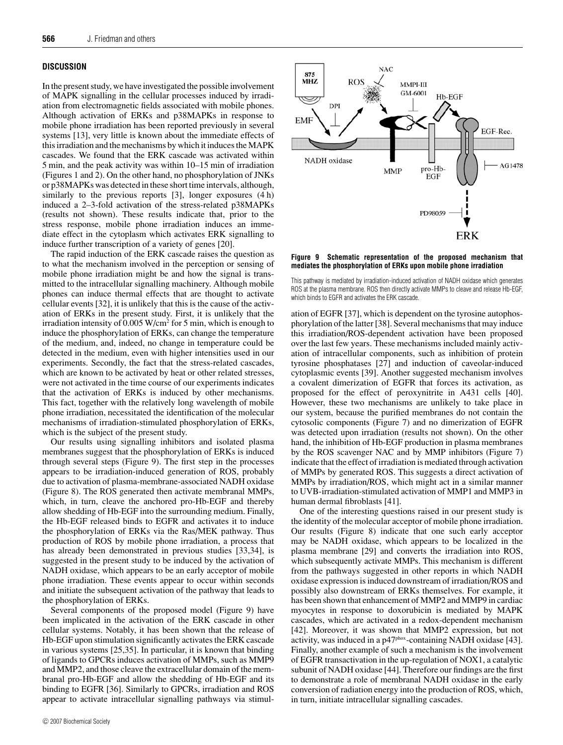## DISCUSSION

In the present study, we have investigated the possible involvement of MAPK signalling in the cellular processes induced by irradiation from electromagnetic fields associated with mobile phones. Although activation of ERKs and p38MAPKs in response to mobile phone irradiation has been reported previously in several systems [13], very little is known about the immediate effects of this irradiation and the mechanisms by which it induces the MAPK cascades. We found that the ERK cascade was activated within 5 min, and the peak activity was within 10–15 min of irradiation (Figures 1 and 2). On the other hand, no phosphorylation of JNKs or p38MAPKs was detected in these short time intervals, although, similarly to the previous reports [3], longer exposures (4 h) induced a 2–3-fold activation of the stress-related p38MAPKs (results not shown). These results indicate that, prior to the stress response, mobile phone irradiation induces an immediate effect in the cytoplasm which activates ERK signalling to induce further transcription of a variety of genes [20].

The rapid induction of the ERK cascade raises the question as to what the mechanism involved in the perception or sensing of mobile phone irradiation might be and how the signal is transmitted to the intracellular signalling machinery. Although mobile phones can induce thermal effects that are thought to activate cellular events [32], it is unlikely that this is the cause of the activation of ERKs in the present study. First, it is unlikely that the irradiation intensity of 0.005 W/cm$^2$ for 5 min, which is enough to induce the phosphorylation of ERKs, can change the temperature of the medium, and, indeed, no change in temperature could be detected in the medium, even with higher intensities used in our experiments. Secondly, the fact that the stress-related cascades, which are known to be activated by heat or other related stresses, were not activated in the time course of our experiments indicates that the activation of ERKs is induced by other mechanisms. This fact, together with the relatively long wavelength of mobile phone irradiation, necessitated the identification of the molecular mechanisms of irradiation-stimulated phosphorylation of ERKs, which is the subject of the present study.

Our results using signalling inhibitors and isolated plasma membranes suggest that the phosphorylation of ERKs is induced through several steps (Figure 9). The first step in the processes appears to be irradiation-induced generation of ROS, probably due to activation of plasma-membrane-associated NADH oxidase (Figure 8). The ROS generated then activate membranal MMPs, which, in turn, cleave the anchored pro-Hb-EGF and thereby allow shedding of Hb-EGF into the surrounding medium. Finally, the Hb-EGF released binds to EGFR and activates it to induce the phosphorylation of ERKs via the Ras/MEK pathway. Thus production of ROS by mobile phone irradiation, a process that has already been demonstrated in previous studies [33,34], is suggested in the present study to be induced by the activation of NADH oxidase, which appears to be an early acceptor of mobile phone irradiation. These events appear to occur within seconds and initiate the subsequent activation of the pathway that leads to the phosphorylation of ERKs.

Several components of the proposed model (Figure 9) have been implicated in the activation of the ERK cascade in other cellular systems. Notably, it has been shown that the release of Hb-EGF upon stimulation significantly activates the ERK cascade in various systems [25,35]. In particular, it is known that binding of ligands to GPCRs induces activation of MMPs, such as MMP9 and MMP2, and those cleave the extracellular domain of the membranal pro-Hb-EGF and allow the shedding of Hb-EGF and its binding to EGFR [36]. Similarly to GPCRs, irradiation and ROS appear to activate intracellular signalling pathways via stimulation of EGFR [37], which is dependent on the tyrosine autophosphorylation of the latter [38]. Several mechanisms that may induce this irradiation/ROS-dependent activation have been proposed over the last few years. These mechanisms included mainly activation of intracellular components, such as inhibition of protein tyrosine phosphatases [27] and induction of caveolar-induced cytoplasmic events [39]. Another suggested mechanism involves a covalent dimerization of EGFR that forces its activation, as proposed for the effect of peroxynitrite in A431 cells [40]. However, these two mechanisms are unlikely to take place in our system, because the purified membranes do not contain the cytosolic components (Figure 7) and no dimerization of EGFR was detected upon irradiation (results not shown). On the other hand, the inhibition of Hb-EGF production in plasma membranes by the ROS scavenger NAC and by MMP inhibitors (Figure 7) indicate that the effect of irradiation is mediated through activation of MMPs by generated ROS. This suggests a direct activation of MMPs by irradiation/ROS, which might act in a similar manner to UVB-irradiation-stimulated activation of MMP1 and MMP3 in human dermal fibroblasts [41].

One of the interesting questions raised in our present study is the identity of the molecular acceptor of mobile phone irradiation. Our results (Figure 8) indicate that one such early acceptor may be NADH oxidase, which appears to be localized in the plasma membrane [29] and converts the irradiation into ROS, which subsequently activate MMPs. This mechanism is different from the pathways suggested in other reports in which NADH oxidase expression is induced downstream of irradiation/ROS and possibly also downstream of ERKs themselves. For example, it has been shown that enhancement of MMP2 and MMP9 in cardiac myocytes in response to doxorubicin is mediated by MAPK cascades, which are activated in a redox-dependent mechanism [42]. Moreover, it was shown that MMP2 expression, but not activity, was induced in a p47$^{phox}$-containing NADH oxidase [43]. Finally, another example of such a mechanism is the involvement of EGFR transactivation in the up-regulation of NOX1, a catalytic subunit of NADH oxidase [44]. Therefore our findings are the first to demonstrate a role of membranal NADH oxidase in the early conversion of radiation energy into the production of ROS, which, in turn, initiate intracellular signalling cascades.

**Figure 9 Schematic representation of the proposed mechanism that mediates the phosphorylation of ERKs upon mobile phone irradiation**

This pathway is mediated by irradiation-induced activation of NADH oxidase which generates ROS at the plasma membrane. ROS then directly activate MMPs to cleave and release Hb-EGF, which binds to EGFR and activates the ERK cascade.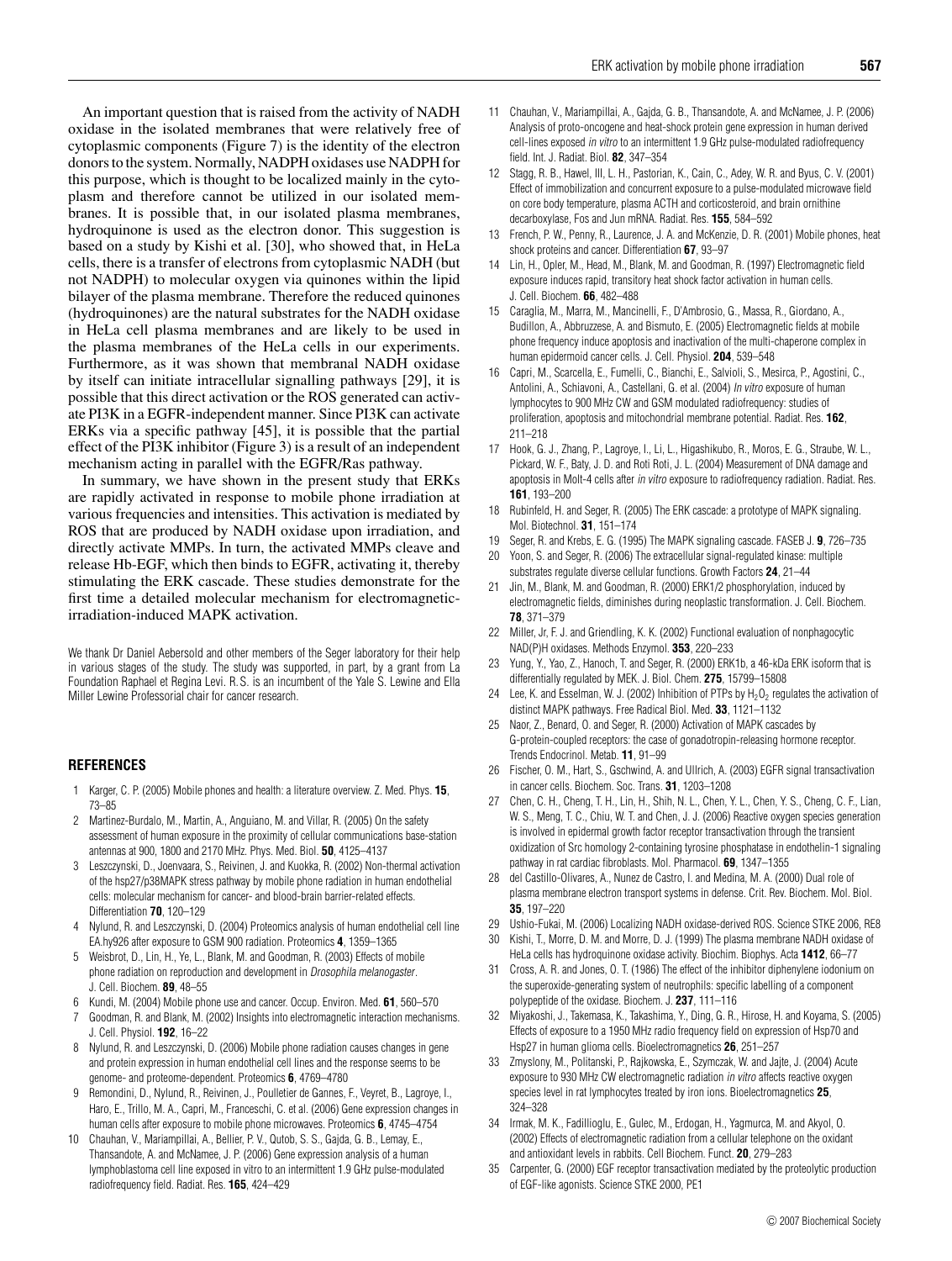An important question that is raised from the activity of NADH oxidase in the isolated membranes that were relatively free of cytoplasmic components (Figure 7) is the identity of the electron donors to the system. Normally, NADPH oxidases use NADPH for this purpose, which is thought to be localized mainly in the cytoplasm and therefore cannot be utilized in our isolated membranes. It is possible that, in our isolated plasma membranes, hydroquinone is used as the electron donor. This suggestion is based on a study by Kishi et al. [30], who showed that, in HeLa cells, there is a transfer of electrons from cytoplasmic NADH (but not NADPH) to molecular oxygen via quinones within the lipid bilayer of the plasma membrane. Therefore the reduced quinones (hydroquinones) are the natural substrates for the NADH oxidase in HeLa cell plasma membranes and are likely to be used in the plasma membranes of the HeLa cells in our experiments. Furthermore, as it was shown that membranal NADH oxidase by itself can initiate intracellular signalling pathways [29], it is possible that this direct activation or the ROS generated can activate PI3K in a EGFR-independent manner. Since PI3K can activate ERKs via a specific pathway [45], it is possible that the partial effect of the PI3K inhibitor (Figure 3) is a result of an independent mechanism acting in parallel with the EGFR/Ras pathway.

In summary, we have shown in the present study that ERKs are rapidly activated in response to mobile phone irradiation at various frequencies and intensities. This activation is mediated by ROS that are produced by NADH oxidase upon irradiation, and directly activate MMPs. In turn, the activated MMPs cleave and release Hb-EGF, which then binds to EGFR, activating it, thereby stimulating the ERK cascade. These studies demonstrate for the first time a detailed molecular mechanism for electromagnetic-irradiation-induced MAPK activation.

We thank Dr Daniel Aebersold and other members of the Seger laboratory for their help in various stages of the study. The study was supported, in part, by a grant from La Foundation Raphael et Regina Levi. R.S. is an incumbent of the Yale S. Lewine and Ella Miller Lewine Professorial chair for cancer research.

## REFERENCES

1. Karger, C. P. (2005) Mobile phones and health: a literature overview. Z. Med. Phys. **15**, 73–85
2. Martinez-Burdalo, M., Martin, A., Anguiano, M. and Villar, R. (2005) On the safety assessment of human exposure in the proximity of cellular communications base-station antennas at 900, 1800 and 2170 MHz. Phys. Med. Biol. **50**, 4125–4137
3. Leszczynski, D., Joenvaara, S., Reivinen, J. and Kuokka, R. (2002) Non-thermal activation of the hsp27/p38MAPK stress pathway by mobile phone radiation in human endothelial cells: molecular mechanism for cancer- and blood-brain barrier-related effects. Differentiation **70**, 120–129
4. Nylund, R. and Leszczynski, D. (2004) Proteomics analysis of human endothelial cell line EA.hy926 after exposure to GSM 900 radiation. Proteomics **4**, 1359–1365
5. Weisbrot, D., Lin, H., Ye, L., Blank, M. and Goodman, R. (2003) Effects of mobile phone radiation on reproduction and development in *Drosophila melanogaster*. J. Cell. Biochem. **89**, 48–55
6. Kundi, M. (2004) Mobile phone use and cancer. Occup. Environ. Med. **61**, 560–570
7. Goodman, R. and Blank, M. (2002) Insights into electromagnetic interaction mechanisms. J. Cell. Physiol. **192**, 16–22
8. Nylund, R. and Leszczynski, D. (2006) Mobile phone radiation causes changes in gene and protein expression in human endothelial cell lines and the response seems to be genome- and proteome-dependent. Proteomics **6**, 4769–4780
9. Remondini, D., Nylund, R., Reivinen, J., Poulletier de Gannes, F., Veyret, B., Lagroye, I., Haro, E., Trillo, M. A., Capri, M., Franceschi, C. et al. (2006) Gene expression changes in human cells after exposure to mobile phone microwaves. Proteomics **6**, 4745–4754
10. Chauhan, V., Mariampillai, A., Bellier, P. V., Qutob, S. S., Gajda, G. B., Lemay, E., Thansandote, A. and McNamee, J. P. (2006) Gene expression analysis of a human lymphoblastoma cell line exposed in vitro to an intermittent 1.9 GHz pulse-modulated radiofrequency field. Radiat. Res. **165**, 424–429
11. Chauhan, V., Mariampillai, A., Gajda, G. B., Thansandote, A. and McNamee, J. P. (2006) Analysis of proto-oncogene and heat-shock protein gene expression in human derived cell-lines exposed *in vitro* to an intermittent 1.9 GHz pulse-modulated radiofrequency field. Int. J. Radiat. Biol. **82**, 347–354
12. Stagg, R. B., Hawel, III, L. H., Pastorian, K., Cain, C., Adey, W. R. and Byus, C. V. (2001) Effect of immobilization and concurrent exposure to a pulse-modulated microwave field on core body temperature, plasma ACTH and corticosteroid, and brain ornithine decarboxylase, Fos and Jun mRNA. Radiat. Res. **155**, 584–592
13. French, P. W., Penny, R., Laurence, J. A. and McKenzie, D. R. (2001) Mobile phones, heat shock proteins and cancer. Differentiation **67**, 93–97
14. Lin, H., Opler, M., Head, M., Blank, M. and Goodman, R. (1997) Electromagnetic field exposure induces rapid, transitory heat shock factor activation in human cells. J. Cell. Biochem. **66**, 482–488
15. Caraglia, M., Marra, M., Mancinelli, F., D'Ambrosio, G., Massa, R., Giordano, A., Budillon, A., Abbruzzese, A. and Bismuto, E. (2005) Electromagnetic fields at mobile phone frequency induce apoptosis and inactivation of the multi-chaperone complex in human epidermoid cancer cells. J. Cell. Physiol. **204**, 539–548
16. Capri, M., Scarcella, E., Fumelli, C., Bianchi, E., Salvioli, S., Mesirca, P., Agostini, C., Antolini, A., Schiavoni, A., Castellani, G. et al. (2004) *In vitro* exposure of human lymphocytes to 900 MHz CW and GSM modulated radiofrequency: studies of proliferation, apoptosis and mitochondrial membrane potential. Radiat. Res. **162**, 211–218
17. Hook, G. J., Zhang, P., Lagroye, I., Li, L., Higashikubo, R., Moros, E. G., Straube, W. L., Pickard, W. F., Baty, J. D. and Roti Roti, J. L. (2004) Measurement of DNA damage and apoptosis in Molt-4 cells after *in vitro* exposure to radiofrequency radiation. Radiat. Res. **161**, 193–200
18. Rubinfeld, H. and Seger, R. (2005) The ERK cascade: a prototype of MAPK signaling. Mol. Biotechnol. **31**, 151–174
19. Seger, R. and Krebs, E. G. (1995) The MAPK signaling cascade. FASEB J. **9**, 726–735
20. Yoon, S. and Seger, R. (2006) The extracellular signal-regulated kinase: multiple substrates regulate diverse cellular functions. Growth Factors **24**, 21–44
21. Jin, M., Blank, M. and Goodman, R. (2000) ERK1/2 phosphorylation, induced by electromagnetic fields, diminishes during neoplastic transformation. J. Cell. Biochem. **78**, 371–379
22. Miller, Jr, F. J. and Griendling, K. K. (2002) Functional evaluation of nonphagocytic NAD(P)H oxidases. Methods Enzymol. **353**, 220–233
23. Yung, Y., Yao, Z., Hanoch, T. and Seger, R. (2000) ERK1b, a 46-kDa ERK isoform that is differentially regulated by MEK. J. Biol. Chem. **275**, 15799–15808
24. Lee, K. and Esselman, W. J. (2002) Inhibition of PTPs by $H_2O_2$ regulates the activation of distinct MAPK pathways. Free Radical Biol. Med. **33**, 1121–1132
25. Naor, Z., Benard, O. and Seger, R. (2000) Activation of MAPK cascades by G-protein-coupled receptors: the case of gonadotropin-releasing hormone receptor. Trends Endocrinol. Metab. **11**, 91–99
26. Fischer, O. M., Hart, S., Gschwind, A. and Ullrich, A. (2003) EGFR signal transactivation in cancer cells. Biochem. Soc. Trans. **31**, 1203–1208
27. Chen, C. H., Cheng, T. H., Lin, H., Shih, N. L., Chen, Y. L., Chen, Y. S., Cheng, C. F., Lian, W. S., Meng, T. C., Chiu, W. T. and Chen, J. J. (2006) Reactive oxygen species generation is involved in epidermal growth factor receptor transactivation through the transient oxidization of Src homology 2-containing tyrosine phosphatase in endothelin-1 signaling pathway in rat cardiac fibroblasts. Mol. Pharmacol. **69**, 1347–1355
28. del Castillo-Olivares, A., Nunez de Castro, I. and Medina, M. A. (2000) Dual role of plasma membrane electron transport systems in defense. Crit. Rev. Biochem. Mol. Biol. **35**, 197–220
29. Ushio-Fukai, M. (2006) Localizing NADH oxidase-derived ROS. Science STKE 2006, RE8
30. Kishi, T., Morre, D. M. and Morre, D. J. (1999) The plasma membrane NADH oxidase of HeLa cells has hydroquinone oxidase activity. Biochim. Biophys. Acta **1412**, 66–77
31. Cross, A. R. and Jones, O. T. (1986) The effect of the inhibitor diphenylene iodonium on the superoxide-generating system of neutrophils: specific labelling of a component polypeptide of the oxidase. Biochem. J. **237**, 111–116
32. Miyakoshi, J., Takemasa, K., Takashima, Y., Ding, G. R., Hirose, H. and Koyama, S. (2005) Effects of exposure to a 1950 MHz radio frequency field on expression of Hsp70 and Hsp27 in human glioma cells. Bioelectromagnetics **26**, 251–257
33. Zmyslony, M., Politanski, P., Rajkowska, E., Szymczak, W. and Jajte, J. (2004) Acute exposure to 930 MHz CW electromagnetic radiation *in vitro* affects reactive oxygen species level in rat lymphocytes treated by iron ions. Bioelectromagnetics **25**, 324–328
34. Irmak, M. K., Fadillioglu, E., Gulec, M., Erdogan, H., Yagmurca, M. and Akyol, O. (2002) Effects of electromagnetic radiation from a cellular telephone on the oxidant and antioxidant levels in rabbits. Cell Biochem. Funct. **20**, 279–283
35. Carpenter, G. (2000) EGF receptor transactivation mediated by the proteolytic production of EGF-like agonists. Science STKE 2000, PE1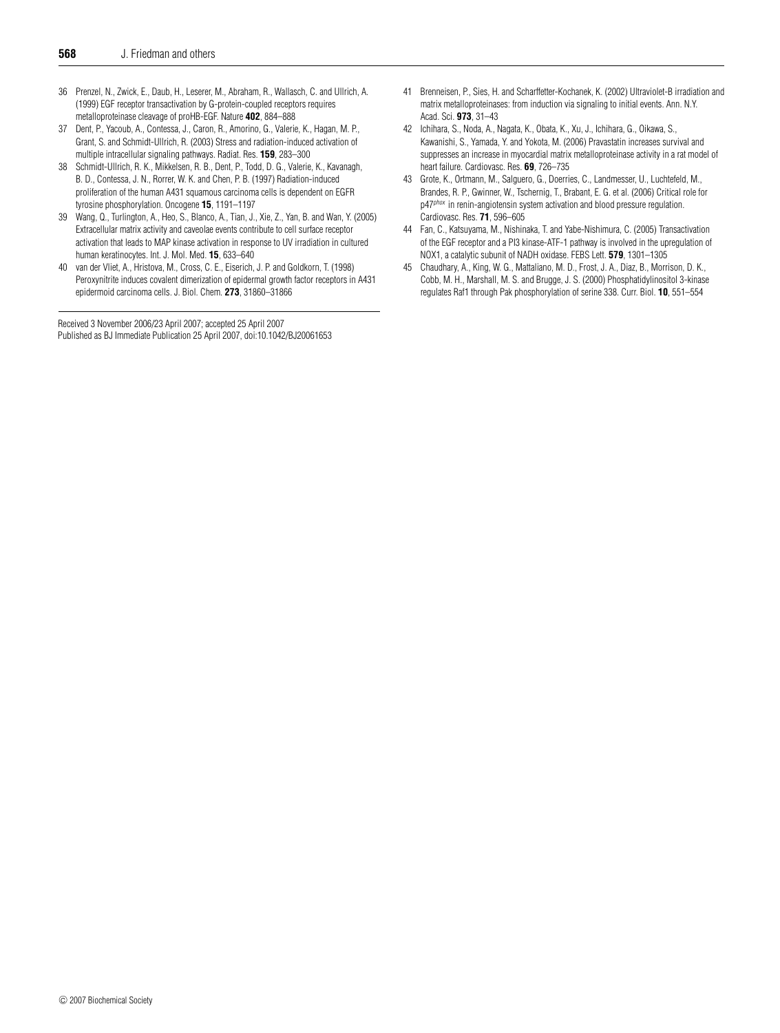36 Prenzel, N., Zwick, E., Daub, H., Leserer, M., Abraham, R., Wallasch, C. and Ullrich, A. (1999) EGF receptor transactivation by G-protein-coupled receptors requires metalloproteinase cleavage of proHB-EGF. Nature **402**, 884–888

37 Dent, P., Yacoub, A., Contessa, J., Caron, R., Amorino, G., Valerie, K., Hagan, M. P., Grant, S. and Schmidt-Ullrich, R. (2003) Stress and radiation-induced activation of multiple intracellular signaling pathways. Radiat. Res. **159**, 283–300

38 Schmidt-Ullrich, R. K., Mikkelsen, R. B., Dent, P., Todd, D. G., Valerie, K., Kavanagh, B. D., Contessa, J. N., Rorrer, W. K. and Chen, P. B. (1997) Radiation-induced proliferation of the human A431 squamous carcinoma cells is dependent on EGFR tyrosine phosphorylation. Oncogene **15**, 1191–1197

39 Wang, Q., Turlington, A., Heo, S., Blanco, A., Tian, J., Xie, Z., Yan, B. and Wan, Y. (2005) Extracellular matrix activity and caveolae events contribute to cell surface receptor activation that leads to MAP kinase activation in response to UV irradiation in cultured human keratinocytes. Int. J. Mol. Med. **15**, 633–640

40 van der Vliet, A., Hristova, M., Cross, C. E., Eiserich, J. P. and Goldkorn, T. (1998) Peroxynitrite induces covalent dimerization of epidermal growth factor receptors in A431 epidermoid carcinoma cells. J. Biol. Chem. **273**, 31860–31866

41 Brenneisen, P., Sies, H. and Scharffetter-Kochanek, K. (2002) Ultraviolet-B irradiation and matrix metalloproteinases: from induction via signaling to initial events. Ann. N.Y. Acad. Sci. **973**, 31–43

42 Ichihara, S., Noda, A., Nagata, K., Obata, K., Xu, J., Ichihara, G., Oikawa, S., Kawanishi, S., Yamada, Y. and Yokota, M. (2006) Pravastatin increases survival and suppresses an increase in myocardial matrix metalloproteinase activity in a rat model of heart failure. Cardiovasc. Res. **69**, 726–735

43 Grote, K., Ortmann, M., Salguero, G., Doerries, C., Landmesser, U., Luchtefeld, M., Brandes, R. P., Gwinner, W., Tschernig, T., Brabant, E. G. et al. (2006) Critical role for p47$^{phox}$ in renin-angiotensin system activation and blood pressure regulation. Cardiovasc. Res. **71**, 596–605

44 Fan, C., Katsuyama, M., Nishinaka, T. and Yabe-Nishimura, C. (2005) Transactivation of the EGF receptor and a PI3 kinase-ATF-1 pathway is involved in the upregulation of NOX1, a catalytic subunit of NADH oxidase. FEBS Lett. **579**, 1301–1305

45 Chaudhary, A., King, W. G., Mattaliano, M. D., Frost, J. A., Diaz, B., Morrison, D. K., Cobb, M. H., Marshall, M. S. and Brugge, J. S. (2000) Phosphatidylinositol 3-kinase regulates Raf1 through Pak phosphorylation of serine 338. Curr. Biol. **10**, 551–554

Received 3 November 2006/23 April 2007; accepted 25 April 2007
Published as BJ Immediate Publication 25 April 2007, doi:10.1042/BJ20061653